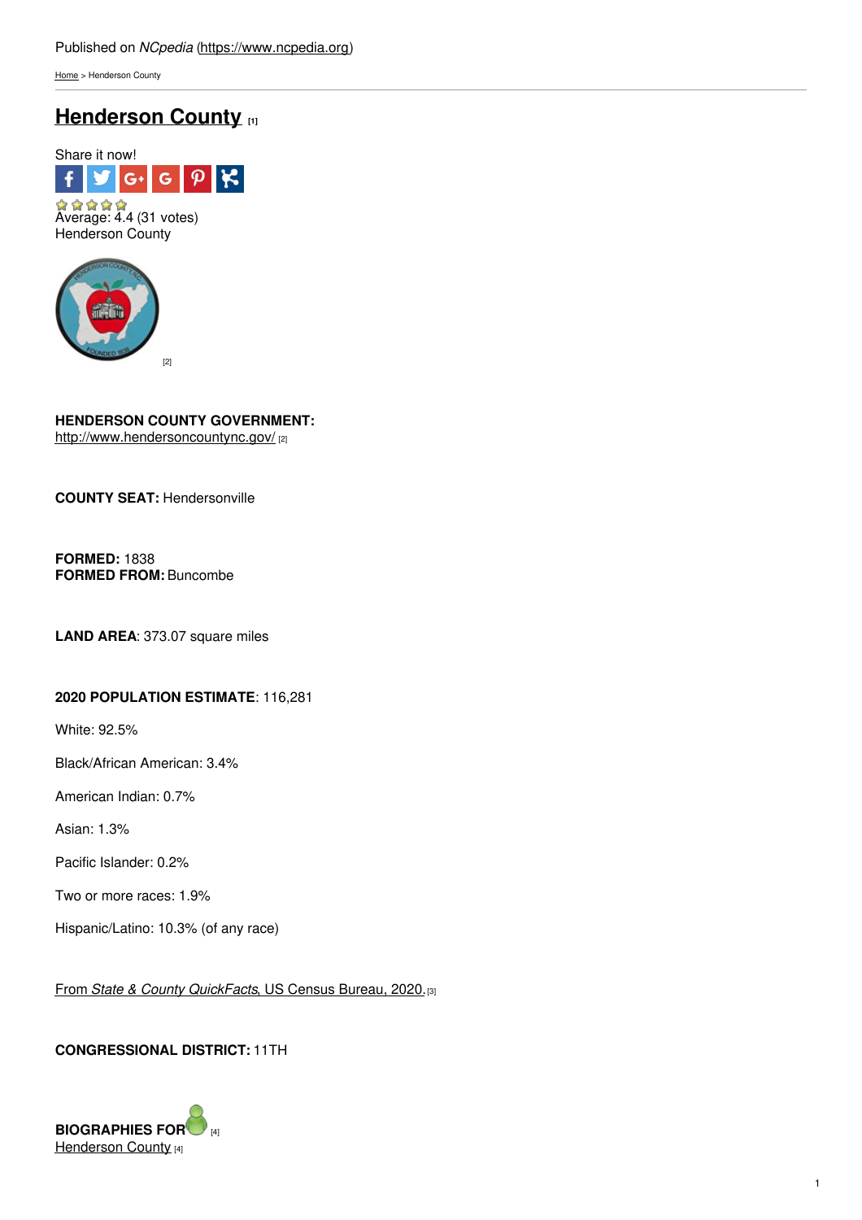Published on *NCpedia* (https://www.ncpedia.org)

Home > Henderson County

# Henderson County [1]

Share it now!

Average: 4.4 (31 votes)

Henderson County

[2]

**HENDERSON COUNTY GOVERNMENT:**
http://www.hendersoncountync.gov/ [2]

**COUNTY SEAT:** Hendersonville

**FORMED:** 1838
**FORMED FROM:** Buncombe

**LAND AREA**: 373.07 square miles

**2020 POPULATION ESTIMATE**: 116,281

White: 92.5%

Black/African American: 3.4%

American Indian: 0.7%

Asian: 1.3%

Pacific Islander: 0.2%

Two or more races: 1.9%

Hispanic/Latino: 10.3% (of any race)

From *State & County QuickFacts*, US Census Bureau, 2020. [3]

**CONGRESSIONAL DISTRICT:** 11TH

**BIOGRAPHIES FOR** [4]
Henderson County [4]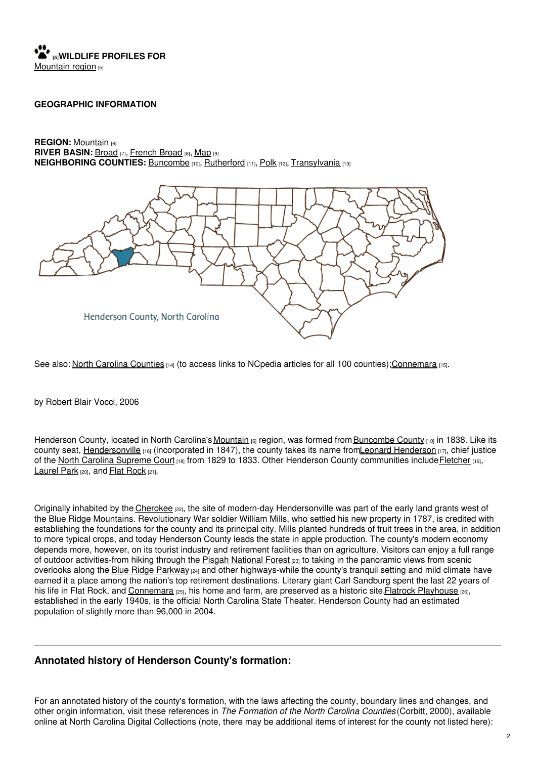**[5] WILDLIFE PROFILES FOR**
Mountain region [5]

**GEOGRAPHIC INFORMATION**

**REGION:** Mountain [6]
**RIVER BASIN:** Broad [7], French Broad [8], Map [9]
**NEIGHBORING COUNTIES:** Buncombe [10], Rutherford [11], Polk [12], Transylvania [13]

Henderson County, North Carolina

See also: North Carolina Counties [14] (to access links to NCpedia articles for all 100 counties); Connemara [15].

by Robert Blair Vocci, 2006

Henderson County, located in North Carolina's Mountain [6] region, was formed from Buncombe County [10] in 1838. Like its county seat, Hendersonville [16] (incorporated in 1847), the county takes its name from Leonard Henderson [17], chief justice of the North Carolina Supreme Court [18] from 1829 to 1833. Other Henderson County communities include Fletcher [19], Laurel Park [20], and Flat Rock [21].

Originally inhabited by the Cherokee [22], the site of modern-day Hendersonville was part of the early land grants west of the Blue Ridge Mountains. Revolutionary War soldier William Mills, who settled his new property in 1787, is credited with establishing the foundations for the county and its principal city. Mills planted hundreds of fruit trees in the area, in addition to more typical crops, and today Henderson County leads the state in apple production. The county's modern economy depends more, however, on its tourist industry and retirement facilities than on agriculture. Visitors can enjoy a full range of outdoor activities-from hiking through the Pisgah National Forest [23] to taking in the panoramic views from scenic overlooks along the Blue Ridge Parkway [24] and other highways-while the county's tranquil setting and mild climate have earned it a place among the nation's top retirement destinations. Literary giant Carl Sandburg spent the last 22 years of his life in Flat Rock, and Connemara [25], his home and farm, are preserved as a historic site. Flatrock Playhouse [26], established in the early 1940s, is the official North Carolina State Theater. Henderson County had an estimated population of slightly more than 96,000 in 2004.

## Annotated history of Henderson County's formation:

For an annotated history of the county's formation, with the laws affecting the county, boundary lines and changes, and other origin information, visit these references in *The Formation of the North Carolina Counties* (Corbitt, 2000), available online at North Carolina Digital Collections (note, there may be additional items of interest for the county not listed here):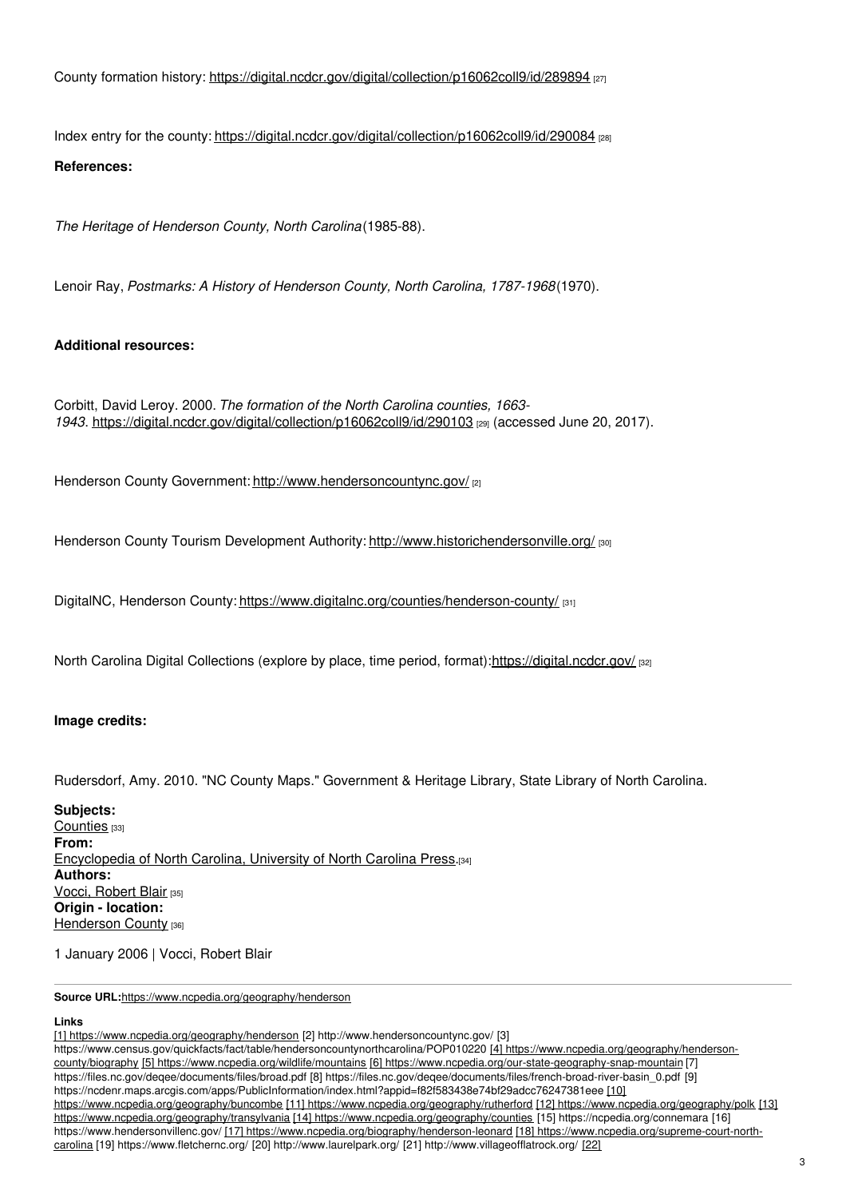County formation history: https://digital.ncdcr.gov/digital/collection/p16062coll9/id/289894 [27]

Index entry for the county: https://digital.ncdcr.gov/digital/collection/p16062coll9/id/290084 [28]

**References:**

*The Heritage of Henderson County, North Carolina* (1985-88).

Lenoir Ray, *Postmarks: A History of Henderson County, North Carolina, 1787-1968* (1970).

**Additional resources:**

Corbitt, David Leroy. 2000. *The formation of the North Carolina counties, 1663-1943*. https://digital.ncdcr.gov/digital/collection/p16062coll9/id/290103 [29] (accessed June 20, 2017).

Henderson County Government: http://www.hendersoncountync.gov/ [2]

Henderson County Tourism Development Authority: http://www.historichendersonville.org/ [30]

DigitalNC, Henderson County: https://www.digitalnc.org/counties/henderson-county/ [31]

North Carolina Digital Collections (explore by place, time period, format): https://digital.ncdcr.gov/ [32]

**Image credits:**

Rudersdorf, Amy. 2010. "NC County Maps." Government & Heritage Library, State Library of North Carolina.

**Subjects:**
Counties [33]
**From:**
Encyclopedia of North Carolina, University of North Carolina Press. [34]
**Authors:**
Vocci, Robert Blair [35]
**Origin - location:**
Henderson County [36]

1 January 2006 | Vocci, Robert Blair

**Source URL:** https://www.ncpedia.org/geography/henderson

**Links**

[1] https://www.ncpedia.org/geography/henderson [2] http://www.hendersoncountync.gov/ [3] https://www.census.gov/quickfacts/fact/table/hendersoncountynorthcarolina/POP010220 [4] https://www.ncpedia.org/geography/henderson-county/biography [5] https://www.ncpedia.org/wildlife/mountains [6] https://www.ncpedia.org/our-state-geography-snap-mountain [7] https://files.nc.gov/deqee/documents/files/broad.pdf [8] https://files.nc.gov/deqee/documents/files/french-broad-river-basin_0.pdf [9] https://ncdenr.maps.arcgis.com/apps/PublicInformation/index.html?appid=f82f583438e74bf29adcc76247381eee [10] https://www.ncpedia.org/geography/buncombe [11] https://www.ncpedia.org/geography/rutherford [12] https://www.ncpedia.org/geography/polk [13] https://www.ncpedia.org/geography/transylvania [14] https://www.ncpedia.org/geography/counties [15] https://ncpedia.org/connemara [16] https://www.hendersonvillenc.gov/ [17] https://www.ncpedia.org/biography/henderson-leonard [18] https://www.ncpedia.org/supreme-court-north-carolina [19] https://www.fletchernc.org/ [20] http://www.laurelpark.org/ [21] http://www.villageofflatrock.org/ [22]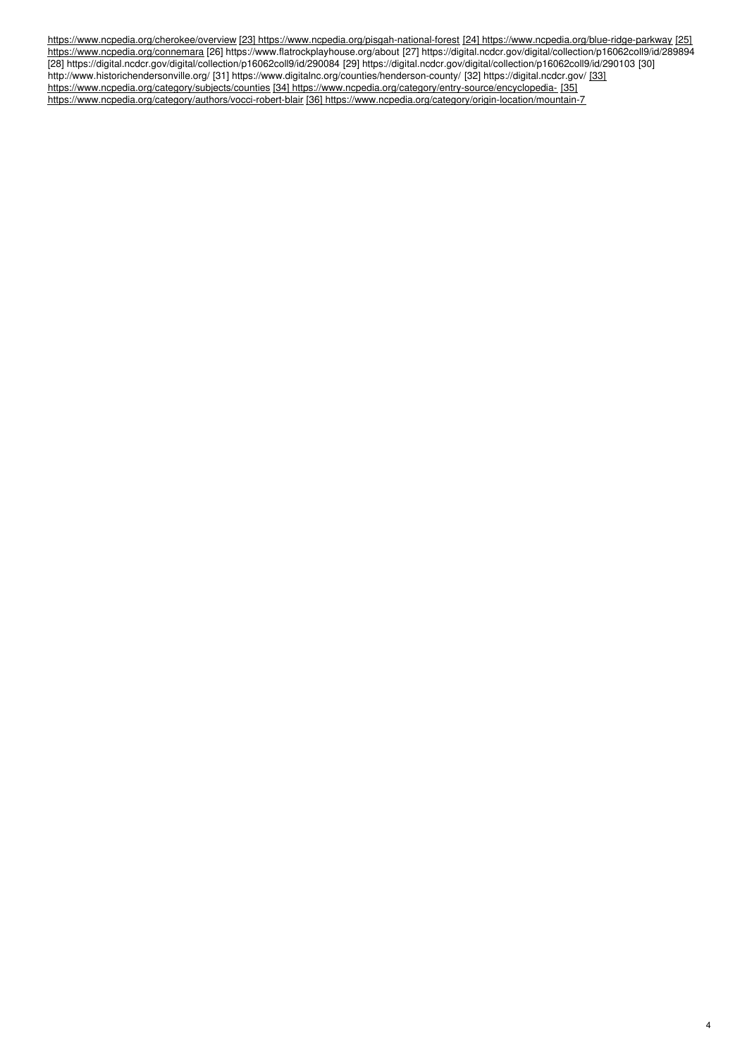https://www.ncpedia.org/cherokee/overview [23] https://www.ncpedia.org/pisgah-national-forest [24] https://www.ncpedia.org/blue-ridge-parkway [25] https://www.ncpedia.org/connemara [26] https://www.flatrockplayhouse.org/about [27] https://digital.ncdcr.gov/digital/collection/p16062coll9/id/289894 [28] https://digital.ncdcr.gov/digital/collection/p16062coll9/id/290084 [29] https://digital.ncdcr.gov/digital/collection/p16062coll9/id/290103 [30] http://www.historichendersonville.org/ [31] https://www.digitalnc.org/counties/henderson-county/ [32] https://digital.ncdcr.gov/ [33] https://www.ncpedia.org/category/subjects/counties [34] https://www.ncpedia.org/category/entry-source/encyclopedia- [35] https://www.ncpedia.org/category/authors/vocci-robert-blair [36] https://www.ncpedia.org/category/origin-location/mountain-7